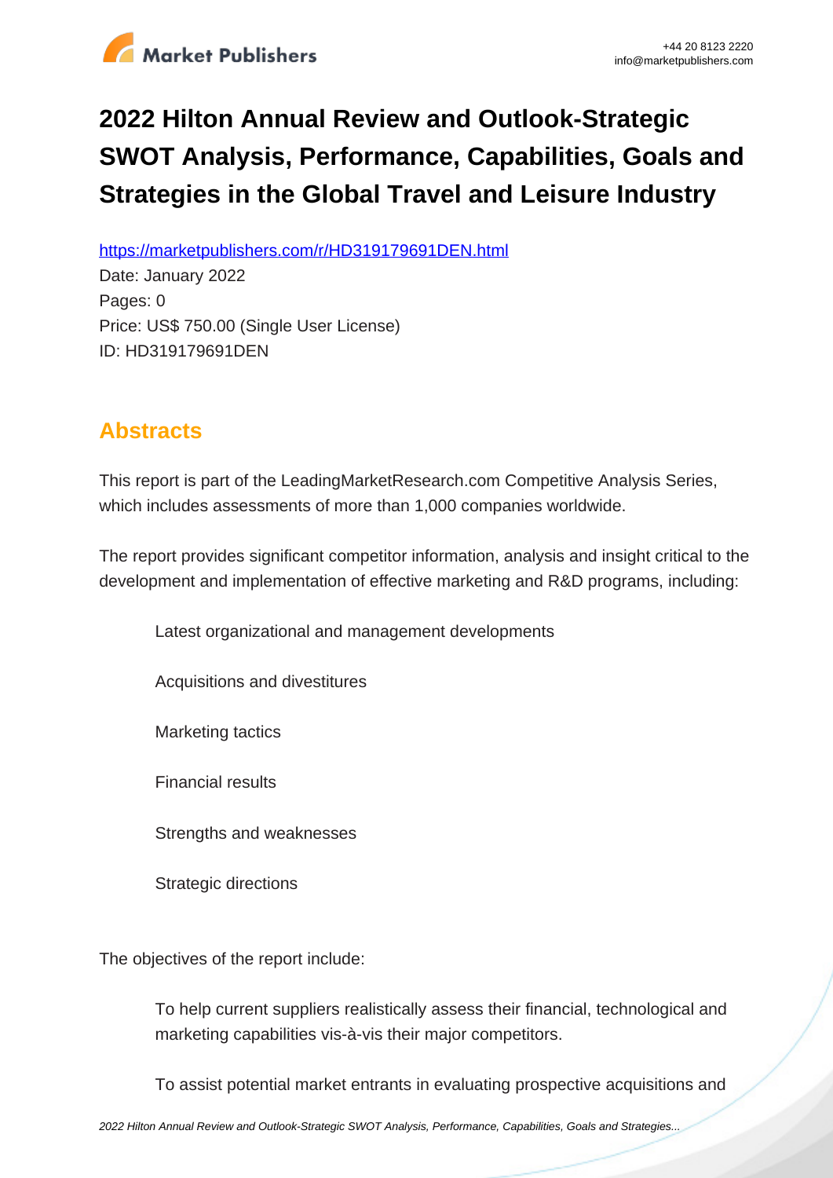# 2022 Hilton Annual Review and Outlook-Strategic SWOT Analysis, Performance, Capabilities, Goals and Strategies in the Global Travel and Leisure Industry

https://marketpublishers.com/r/HD319179691DEN.html

Date: January 2022

Pages: 0

Price: US$ 750.00 (Single User License)

ID: HD319179691DEN

## Abstracts

This report is part of the LeadingMarketResearch.com Competitive Analysis Series, which includes assessments of more than 1,000 companies worldwide.

The report provides significant competitor information, analysis and insight critical to the development and implementation of effective marketing and R&D programs, including:

- Latest organizational and management developments
- Acquisitions and divestitures
- Marketing tactics
- Financial results
- Strengths and weaknesses
- Strategic directions

The objectives of the report include:

- To help current suppliers realistically assess their financial, technological and marketing capabilities vis-à-vis their major competitors.
- To assist potential market entrants in evaluating prospective acquisitions and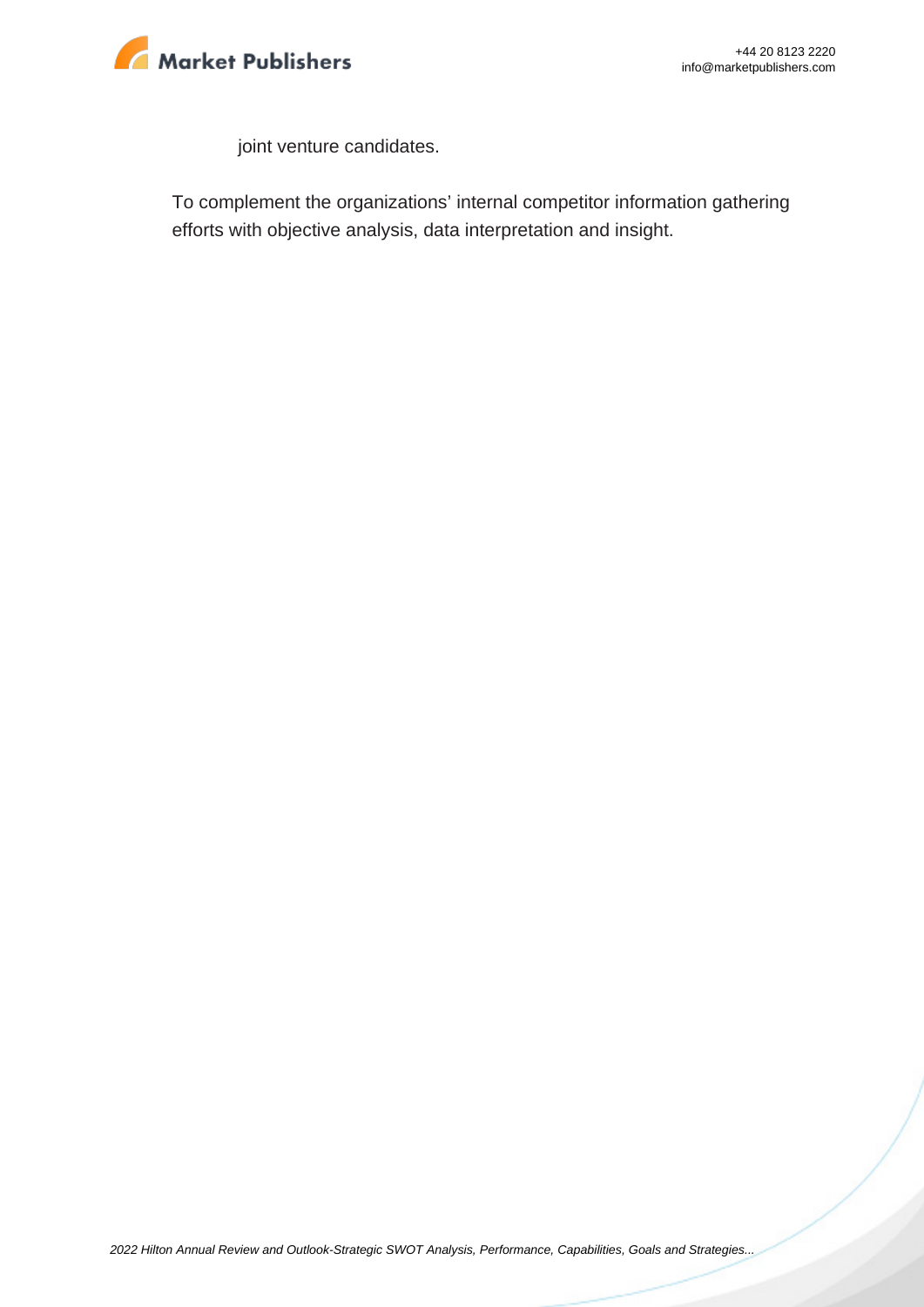joint venture candidates.

To complement the organizations' internal competitor information gathering efforts with objective analysis, data interpretation and insight.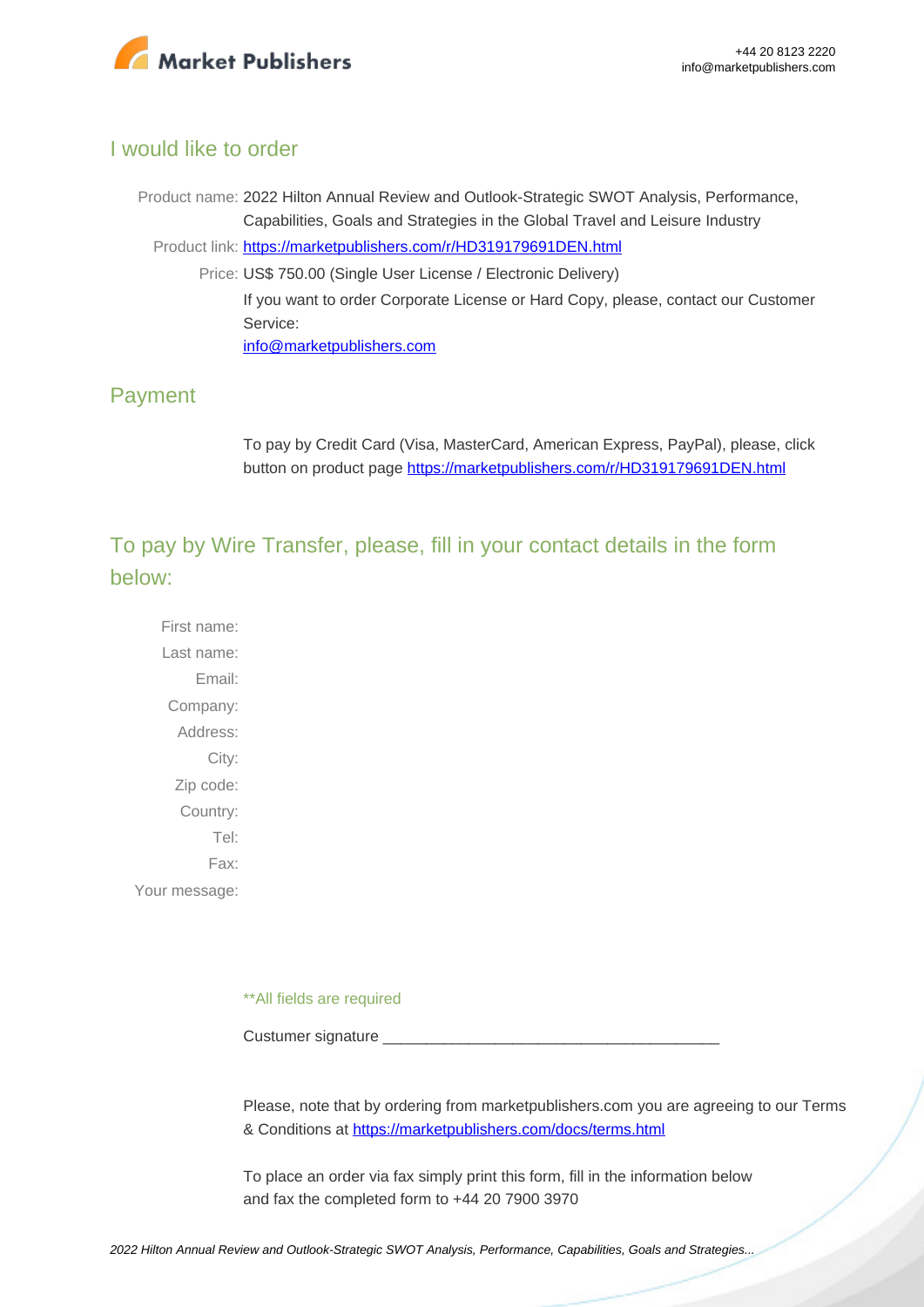## I would like to order

Product name: 2022 Hilton Annual Review and Outlook-Strategic SWOT Analysis, Performance, Capabilities, Goals and Strategies in the Global Travel and Leisure Industry

Product link: [https://marketpublishers.com/r/HD319179691DEN.html](https://marketpublishers.com/r/HD319179691DEN.html)

Price: US$ 750.00 (Single User License / Electronic Delivery)

If you want to order Corporate License or Hard Copy, please, contact our Customer Service:

[info@marketpublishers.com](mailto:info@marketpublishers.com)

## Payment

To pay by Credit Card (Visa, MasterCard, American Express, PayPal), please, click button on product page [https://marketpublishers.com/r/HD319179691DEN.html](https://marketpublishers.com/r/HD319179691DEN.html)

## To pay by Wire Transfer, please, fill in your contact details in the form below:

First name:

Last name:

Email:

Company:

Address:

City:

Zip code:

Country:

Tel:

Fax:

Your message:

**All fields are required

Custumer signature _______________________________________

Please, note that by ordering from marketpublishers.com you are agreeing to our Terms & Conditions at [https://marketpublishers.com/docs/terms.html](https://marketpublishers.com/docs/terms.html)

To place an order via fax simply print this form, fill in the information below and fax the completed form to +44 20 7900 3970